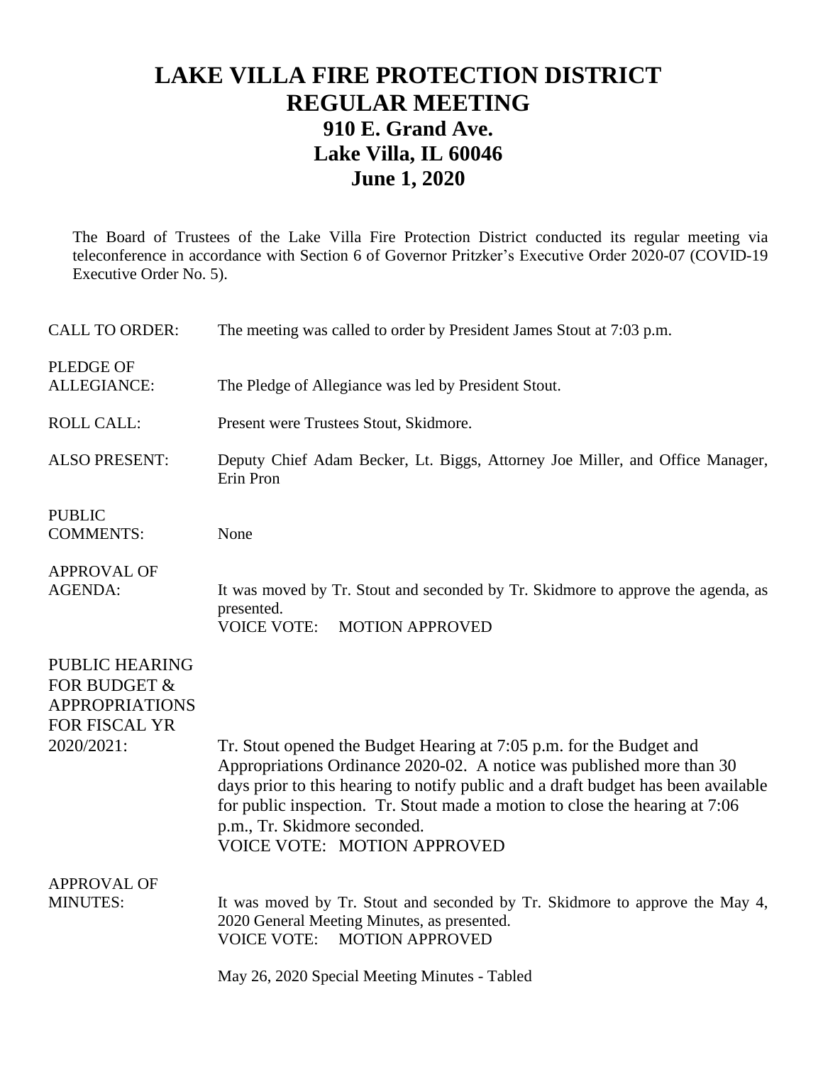# LAKE VILLA FIRE PROTECTION DISTRICT
# REGULAR MEETING
## 910 E. Grand Ave.
## Lake Villa, IL 60046
## June 1, 2020

The Board of Trustees of the Lake Villa Fire Protection District conducted its regular meeting via teleconference in accordance with Section 6 of Governor Pritzker's Executive Order 2020-07 (COVID-19 Executive Order No. 5).

**CALL TO ORDER:** The meeting was called to order by President James Stout at 7:03 p.m.

**PLEDGE OF ALLEGIANCE:** The Pledge of Allegiance was led by President Stout.

**ROLL CALL:** Present were Trustees Stout, Skidmore.

**ALSO PRESENT:** Deputy Chief Adam Becker, Lt. Biggs, Attorney Joe Miller, and Office Manager, Erin Pron

**PUBLIC COMMENTS:** None

**APPROVAL OF AGENDA:** It was moved by Tr. Stout and seconded by Tr. Skidmore to approve the agenda, as presented.
VOICE VOTE: MOTION APPROVED

**PUBLIC HEARING FOR BUDGET & APPROPRIATIONS FOR FISCAL YR 2020/2021:** Tr. Stout opened the Budget Hearing at 7:05 p.m. for the Budget and Appropriations Ordinance 2020-02. A notice was published more than 30 days prior to this hearing to notify public and a draft budget has been available for public inspection. Tr. Stout made a motion to close the hearing at 7:06 p.m., Tr. Skidmore seconded.
VOICE VOTE: MOTION APPROVED

**APPROVAL OF MINUTES:** It was moved by Tr. Stout and seconded by Tr. Skidmore to approve the May 4, 2020 General Meeting Minutes, as presented.
VOICE VOTE: MOTION APPROVED

May 26, 2020 Special Meeting Minutes - Tabled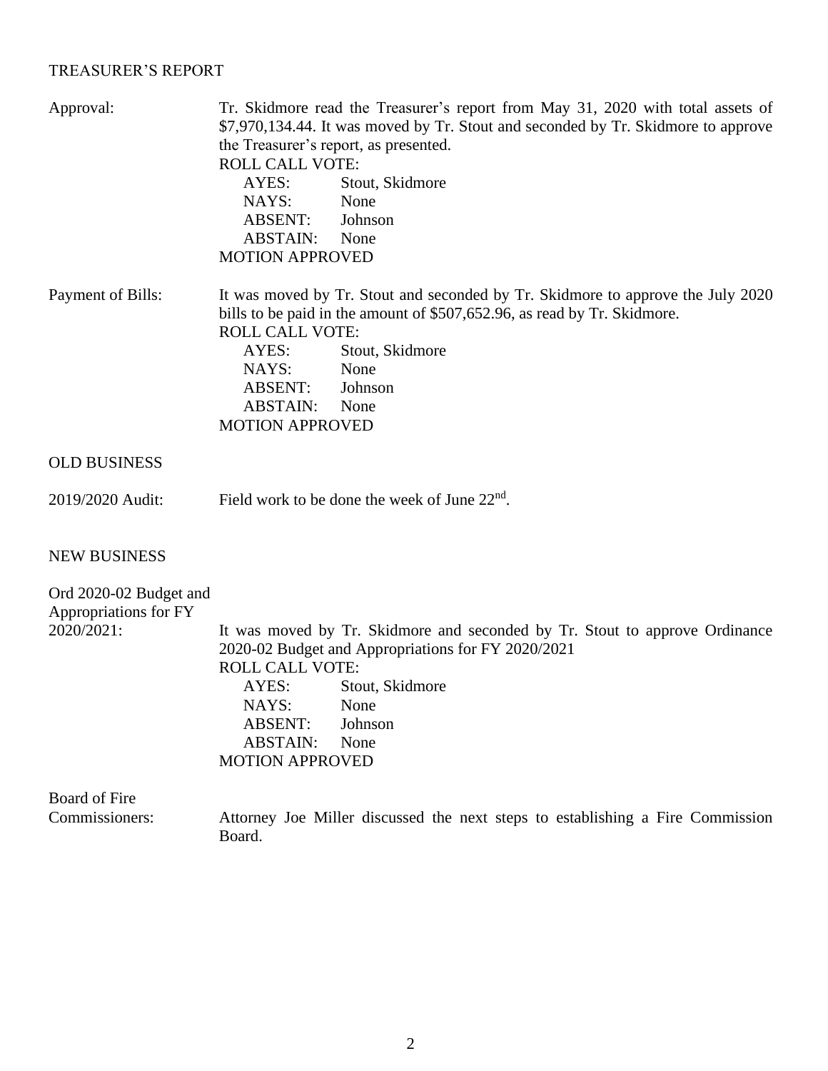## TREASURER'S REPORT

**Approval:** Tr. Skidmore read the Treasurer's report from May 31, 2020 with total assets of \$7,970,134.44. It was moved by Tr. Stout and seconded by Tr. Skidmore to approve the Treasurer's report, as presented.

ROLL CALL VOTE:

- AYES: Stout, Skidmore
- NAYS: None
- ABSENT: Johnson
- ABSTAIN: None

MOTION APPROVED

**Payment of Bills:** It was moved by Tr. Stout and seconded by Tr. Skidmore to approve the July 2020 bills to be paid in the amount of \$507,652.96, as read by Tr. Skidmore.

ROLL CALL VOTE:

- AYES: Stout, Skidmore
- NAYS: None
- ABSENT: Johnson
- ABSTAIN: None

MOTION APPROVED

## OLD BUSINESS

**2019/2020 Audit:** Field work to be done the week of June 22nd.

## NEW BUSINESS

**Ord 2020-02 Budget and Appropriations for FY 2020/2021:** It was moved by Tr. Skidmore and seconded by Tr. Stout to approve Ordinance 2020-02 Budget and Appropriations for FY 2020/2021

ROLL CALL VOTE:

- AYES: Stout, Skidmore
- NAYS: None
- ABSENT: Johnson
- ABSTAIN: None

MOTION APPROVED

**Board of Fire Commissioners:** Attorney Joe Miller discussed the next steps to establishing a Fire Commission Board.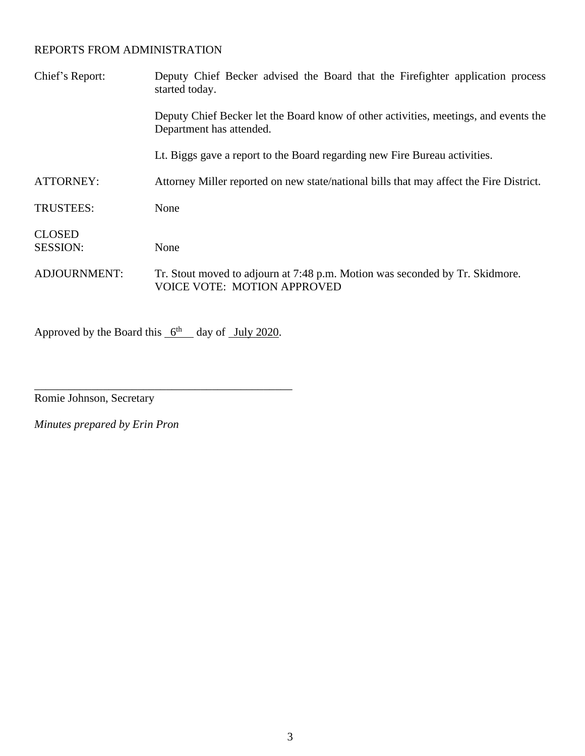REPORTS FROM ADMINISTRATION

| | |
|---|---|
| Chief's Report: | Deputy Chief Becker advised the Board that the Firefighter application process started today. |
| | Deputy Chief Becker let the Board know of other activities, meetings, and events the Department has attended. |
| | Lt. Biggs gave a report to the Board regarding new Fire Bureau activities. |
| ATTORNEY: | Attorney Miller reported on new state/national bills that may affect the Fire District. |
| TRUSTEES: | None |
| CLOSED SESSION: | None |
| ADJOURNMENT: | Tr. Stout moved to adjourn at 7:48 p.m. Motion was seconded by Tr. Skidmore. VOICE VOTE: MOTION APPROVED |

Approved by the Board this 6th day of July 2020.

\_\_\_\_\_\_\_\_\_\_\_\_\_\_\_\_\_\_\_\_\_\_\_\_\_\_\_\_\_\_\_\_\_\_\_\_\_\_\_\_\_\_\_\_

Romie Johnson, Secretary

*Minutes prepared by Erin Pron*